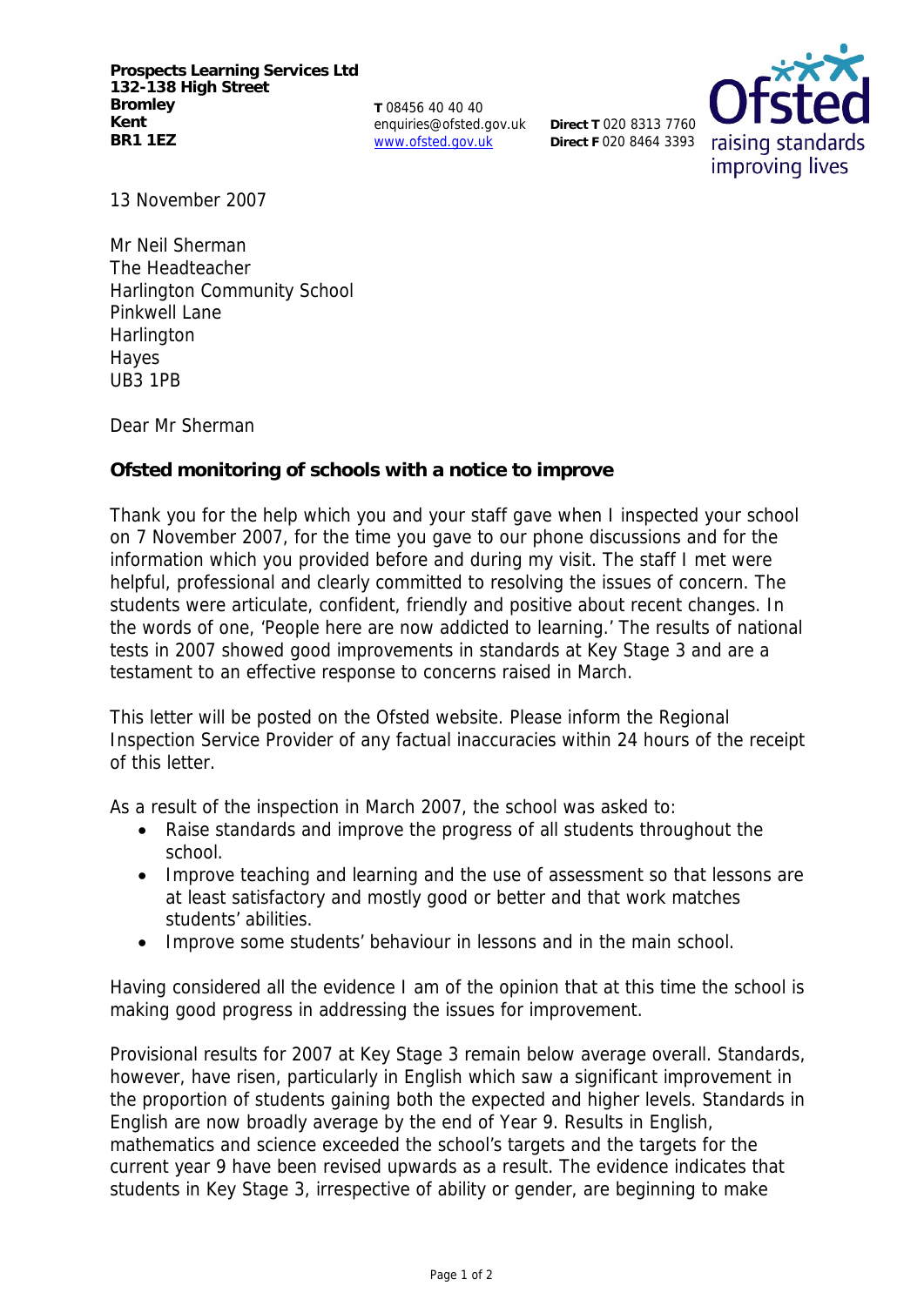**Prospects Learning Services Ltd**
**132-138 High Street**
**Bromley**
**Kent**
**BR1 1EZ**

**T** 08456 40 40 40
enquiries@ofsted.gov.uk
www.ofsted.gov.uk

**Direct T** 020 8313 7760
**Direct F** 020 8464 3393

Ofsted
raising standards
improving lives

13 November 2007

Mr Neil Sherman
The Headteacher
Harlington Community School
Pinkwell Lane
Harlington
Hayes
UB3 1PB

Dear Mr Sherman

**Ofsted monitoring of schools with a notice to improve**

Thank you for the help which you and your staff gave when I inspected your school on 7 November 2007, for the time you gave to our phone discussions and for the information which you provided before and during my visit. The staff I met were helpful, professional and clearly committed to resolving the issues of concern. The students were articulate, confident, friendly and positive about recent changes. In the words of one, 'People here are now addicted to learning.' The results of national tests in 2007 showed good improvements in standards at Key Stage 3 and are a testament to an effective response to concerns raised in March.

This letter will be posted on the Ofsted website. Please inform the Regional Inspection Service Provider of any factual inaccuracies within 24 hours of the receipt of this letter.

As a result of the inspection in March 2007, the school was asked to:

- Raise standards and improve the progress of all students throughout the school.
- Improve teaching and learning and the use of assessment so that lessons are at least satisfactory and mostly good or better and that work matches students' abilities.
- Improve some students' behaviour in lessons and in the main school.

Having considered all the evidence I am of the opinion that at this time the school is making good progress in addressing the issues for improvement.

Provisional results for 2007 at Key Stage 3 remain below average overall. Standards, however, have risen, particularly in English which saw a significant improvement in the proportion of students gaining both the expected and higher levels. Standards in English are now broadly average by the end of Year 9. Results in English, mathematics and science exceeded the school's targets and the targets for the current year 9 have been revised upwards as a result. The evidence indicates that students in Key Stage 3, irrespective of ability or gender, are beginning to make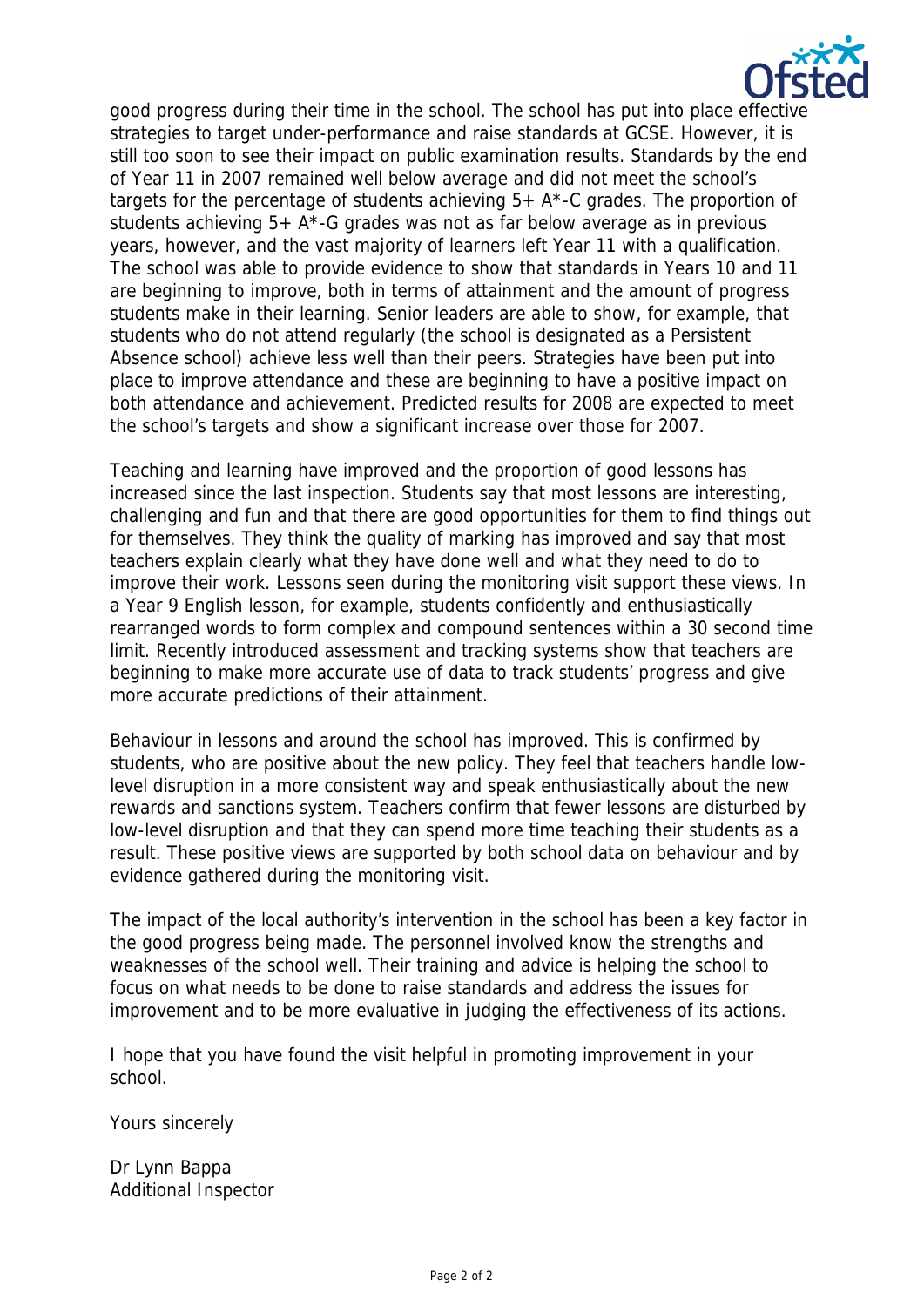good progress during their time in the school. The school has put into place effective strategies to target under-performance and raise standards at GCSE. However, it is still too soon to see their impact on public examination results. Standards by the end of Year 11 in 2007 remained well below average and did not meet the school's targets for the percentage of students achieving 5+ A*-C grades. The proportion of students achieving 5+ A*-G grades was not as far below average as in previous years, however, and the vast majority of learners left Year 11 with a qualification. The school was able to provide evidence to show that standards in Years 10 and 11 are beginning to improve, both in terms of attainment and the amount of progress students make in their learning. Senior leaders are able to show, for example, that students who do not attend regularly (the school is designated as a Persistent Absence school) achieve less well than their peers. Strategies have been put into place to improve attendance and these are beginning to have a positive impact on both attendance and achievement. Predicted results for 2008 are expected to meet the school's targets and show a significant increase over those for 2007.

Teaching and learning have improved and the proportion of good lessons has increased since the last inspection. Students say that most lessons are interesting, challenging and fun and that there are good opportunities for them to find things out for themselves. They think the quality of marking has improved and say that most teachers explain clearly what they have done well and what they need to do to improve their work. Lessons seen during the monitoring visit support these views. In a Year 9 English lesson, for example, students confidently and enthusiastically rearranged words to form complex and compound sentences within a 30 second time limit. Recently introduced assessment and tracking systems show that teachers are beginning to make more accurate use of data to track students' progress and give more accurate predictions of their attainment.

Behaviour in lessons and around the school has improved. This is confirmed by students, who are positive about the new policy. They feel that teachers handle low-level disruption in a more consistent way and speak enthusiastically about the new rewards and sanctions system. Teachers confirm that fewer lessons are disturbed by low-level disruption and that they can spend more time teaching their students as a result. These positive views are supported by both school data on behaviour and by evidence gathered during the monitoring visit.

The impact of the local authority's intervention in the school has been a key factor in the good progress being made. The personnel involved know the strengths and weaknesses of the school well. Their training and advice is helping the school to focus on what needs to be done to raise standards and address the issues for improvement and to be more evaluative in judging the effectiveness of its actions.

I hope that you have found the visit helpful in promoting improvement in your school.

Yours sincerely

Dr Lynn Bappa
Additional Inspector